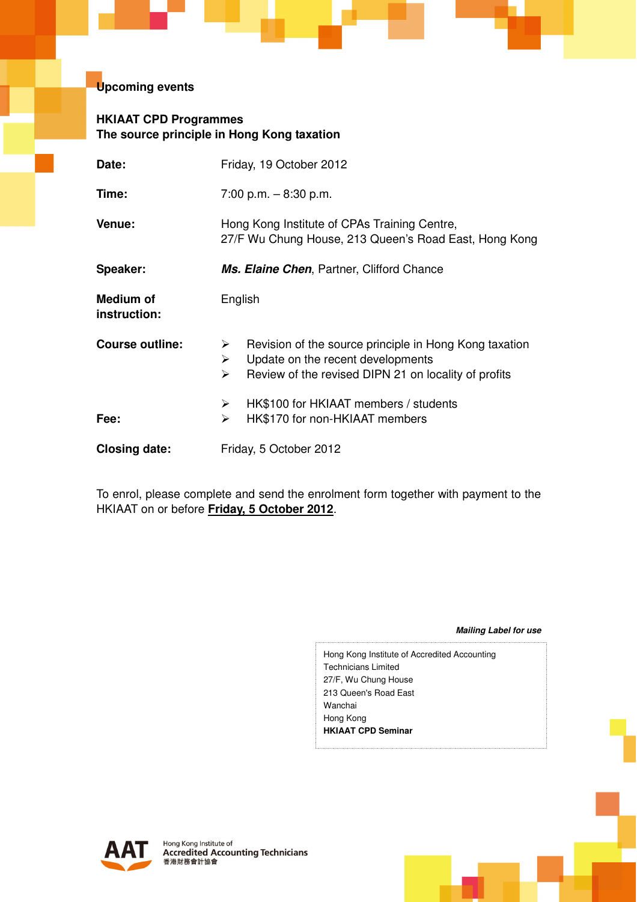## Upcoming events

### HKIAAT CPD Programmes
### The source principle in Hong Kong taxation

| | |
|---|---|
| **Date:** | Friday, 19 October 2012 |
| **Time:** | 7:00 p.m. – 8:30 p.m. |
| **Venue:** | Hong Kong Institute of CPAs Training Centre, 27/F Wu Chung House, 213 Queen's Road East, Hong Kong |
| **Speaker:** | ***Ms. Elaine Chen***, Partner, Clifford Chance |
| **Medium of instruction:** | English |
| **Course outline:** | ➢ Revision of the source principle in Hong Kong taxation<br>➢ Update on the recent developments<br>➢ Review of the revised DIPN 21 on locality of profits |
| **Fee:** | ➢ HK$100 for HKIAAT members / students<br>➢ HK$170 for non-HKIAAT members |
| **Closing date:** | Friday, 5 October 2012 |

To enrol, please complete and send the enrolment form together with payment to the HKIAAT on or before **Friday, 5 October 2012**.

***Mailing Label for use***

Hong Kong Institute of Accredited Accounting Technicians Limited
27/F, Wu Chung House
213 Queen's Road East
Wanchai
Hong Kong
**HKIAAT CPD Seminar**

AAT Hong Kong Institute of Accredited Accounting Technicians 香港財務會計協會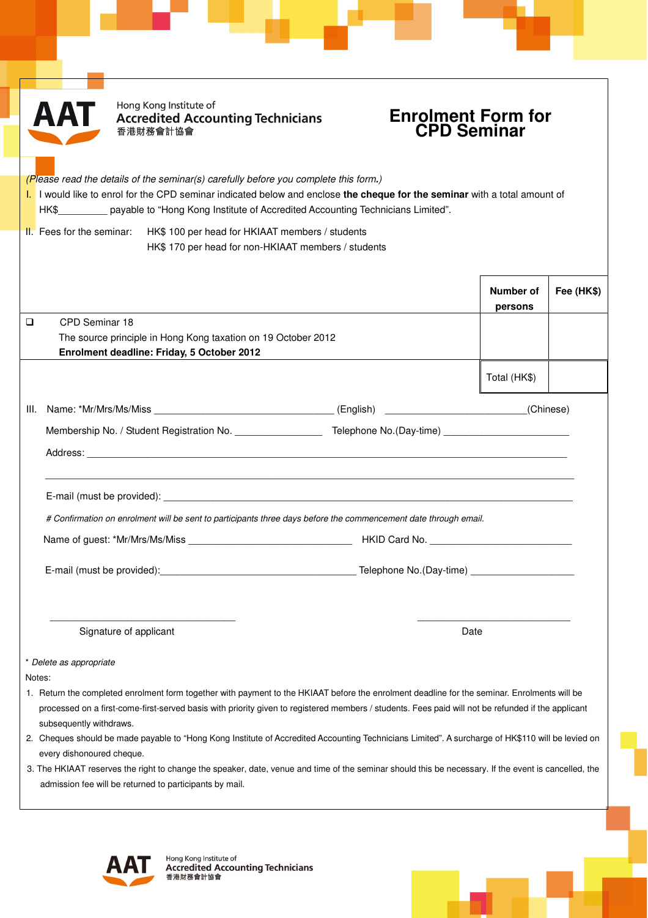Hong Kong Institute of
Accredited Accounting Technicians
香港財務會計協會

# Enrolment Form for CPD Seminar

*(Please read the details of the seminar(s) carefully before you complete this form.)*

I. I would like to enrol for the CPD seminar indicated below and enclose **the cheque for the seminar** with a total amount of HK$_________ payable to "Hong Kong Institute of Accredited Accounting Technicians Limited".

II. Fees for the seminar: HK$ 100 per head for HKIAAT members / students
HK$ 170 per head for non-HKIAAT members / students

| | Number of persons | Fee (HK$) |
|---|---|---|
| ❑ CPD Seminar 18<br>The source principle in Hong Kong taxation on 19 October 2012<br>**Enrolment deadline: Friday, 5 October 2012** | | |
| | Total (HK$) | |

III. Name: *Mr/Mrs/Ms/Miss ________________________________ (English) __________________________(Chinese)

Membership No. / Student Registration No. ________________ Telephone No.(Day-time) ________________________

Address: ________________________________________________________________________________________

___________________________________________________________________________________________________

E-mail (must be provided): ____________________________________________________________________

*# Confirmation on enrolment will be sent to participants three days before the commencement date through email.*

Name of guest: *Mr/Mrs/Ms/Miss ______________________________ HKID Card No. __________________________

E-mail (must be provided):____________________________________ Telephone No.(Day-time) ___________________

__________________________________ ____________________________

Signature of applicant Date

*\* Delete as appropriate*

Notes:

1. Return the completed enrolment form together with payment to the HKIAAT before the enrolment deadline for the seminar. Enrolments will be processed on a first-come-first-served basis with priority given to registered members / students. Fees paid will not be refunded if the applicant subsequently withdraws.
2. Cheques should be made payable to "Hong Kong Institute of Accredited Accounting Technicians Limited". A surcharge of HK$110 will be levied on every dishonoured cheque.
3. The HKIAAT reserves the right to change the speaker, date, venue and time of the seminar should this be necessary. If the event is cancelled, the admission fee will be returned to participants by mail.

Hong Kong Institute of
Accredited Accounting Technicians
香港財務會計協會